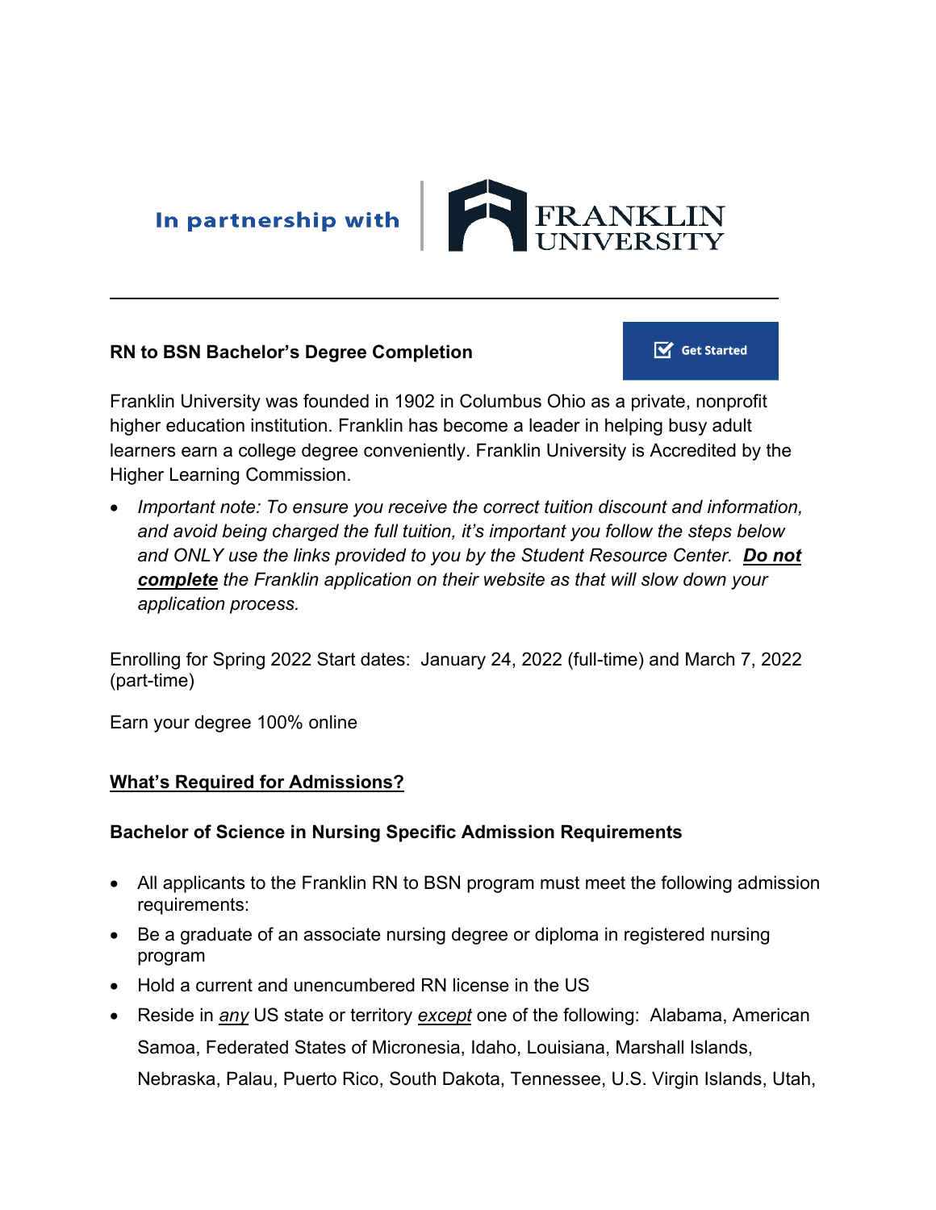In partnership with | FRANKLIN UNIVERSITY

---

**RN to BSN Bachelor's Degree Completion**

Get Started

Franklin University was founded in 1902 in Columbus Ohio as a private, nonprofit higher education institution. Franklin has become a leader in helping busy adult learners earn a college degree conveniently. Franklin University is Accredited by the Higher Learning Commission.

- *Important note: To ensure you receive the correct tuition discount and information, and avoid being charged the full tuition, it's important you follow the steps below and ONLY use the links provided to you by the Student Resource Center.* ***Do not complete*** *the Franklin application on their website as that will slow down your application process.*

Enrolling for Spring 2022 Start dates: January 24, 2022 (full-time) and March 7, 2022 (part-time)

Earn your degree 100% online

**What's Required for Admissions?**

**Bachelor of Science in Nursing Specific Admission Requirements**

- All applicants to the Franklin RN to BSN program must meet the following admission requirements:
- Be a graduate of an associate nursing degree or diploma in registered nursing program
- Hold a current and unencumbered RN license in the US
- Reside in *any* US state or territory *except* one of the following: Alabama, American Samoa, Federated States of Micronesia, Idaho, Louisiana, Marshall Islands, Nebraska, Palau, Puerto Rico, South Dakota, Tennessee, U.S. Virgin Islands, Utah,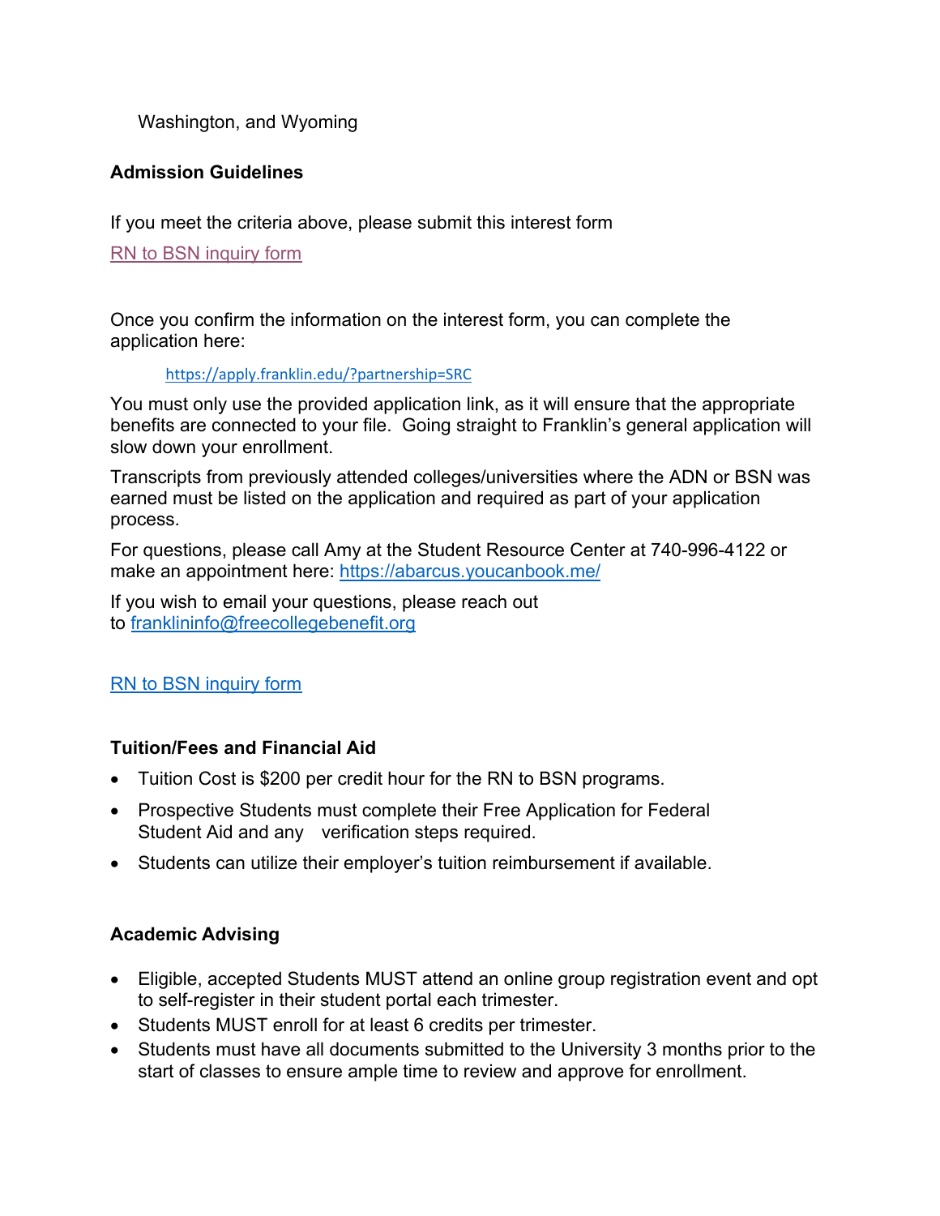Washington, and Wyoming

**Admission Guidelines**

If you meet the criteria above, please submit this interest form

[RN to BSN inquiry form]

Once you confirm the information on the interest form, you can complete the application here:

https://apply.franklin.edu/?partnership=SRC

You must only use the provided application link, as it will ensure that the appropriate benefits are connected to your file. Going straight to Franklin's general application will slow down your enrollment.

Transcripts from previously attended colleges/universities where the ADN or BSN was earned must be listed on the application and required as part of your application process.

For questions, please call Amy at the Student Resource Center at 740-996-4122 or make an appointment here: https://abarcus.youcanbook.me/

If you wish to email your questions, please reach out to frankl​ininfo@freecollegebenefit.org

[RN to BSN inquiry form]

**Tuition/Fees and Financial Aid**

- Tuition Cost is $200 per credit hour for the RN to BSN programs.
- Prospective Students must complete their Free Application for Federal Student Aid and any verification steps required.
- Students can utilize their employer's tuition reimbursement if available.

**Academic Advising**

- Eligible, accepted Students MUST attend an online group registration event and opt to self-register in their student portal each trimester.
- Students MUST enroll for at least 6 credits per trimester.
- Students must have all documents submitted to the University 3 months prior to the start of classes to ensure ample time to review and approve for enrollment.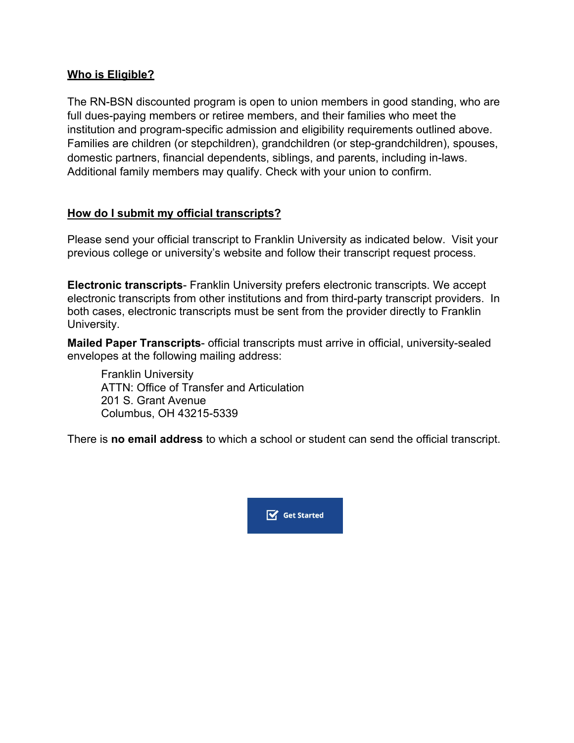## Who is Eligible?

The RN-BSN discounted program is open to union members in good standing, who are full dues-paying members or retiree members, and their families who meet the institution and program-specific admission and eligibility requirements outlined above. Families are children (or stepchildren), grandchildren (or step-grandchildren), spouses, domestic partners, financial dependents, siblings, and parents, including in-laws. Additional family members may qualify. Check with your union to confirm.

## How do I submit my official transcripts?

Please send your official transcript to Franklin University as indicated below. Visit your previous college or university's website and follow their transcript request process.

**Electronic transcripts**- Franklin University prefers electronic transcripts. We accept electronic transcripts from other institutions and from third-party transcript providers. In both cases, electronic transcripts must be sent from the provider directly to Franklin University.

**Mailed Paper Transcripts**- official transcripts must arrive in official, university-sealed envelopes at the following mailing address:

> Franklin University
> ATTN: Office of Transfer and Articulation
> 201 S. Grant Avenue
> Columbus, OH 43215-5339

There is **no email address** to which a school or student can send the official transcript.

Get Started